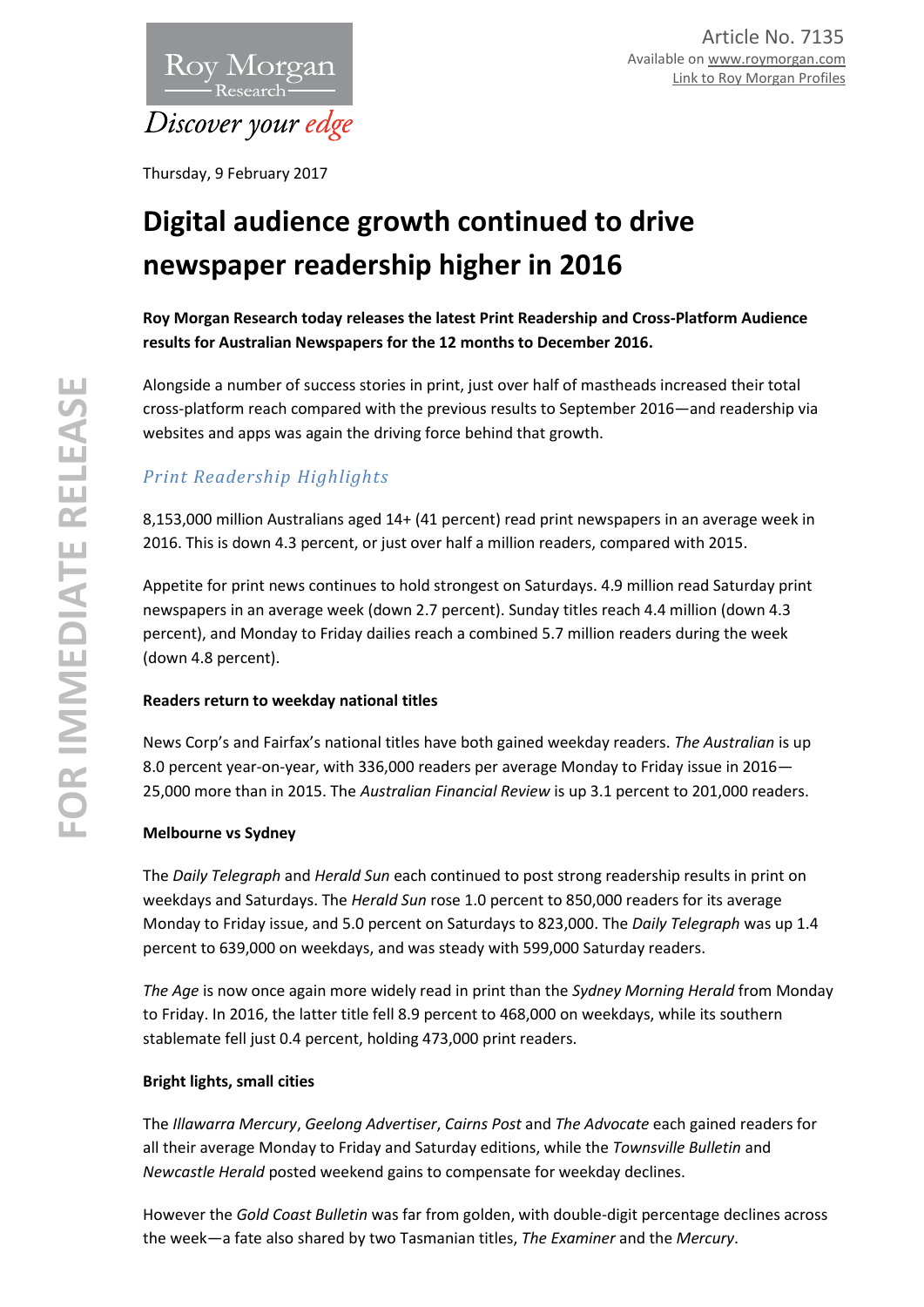Article No. 7135
Available on www.roymorgan.com
Link to Roy Morgan Profiles

Roy Morgan Research
*Discover your edge*

Thursday, 9 February 2017

# Digital audience growth continued to drive newspaper readership higher in 2016

**Roy Morgan Research today releases the latest Print Readership and Cross-Platform Audience results for Australian Newspapers for the 12 months to December 2016.**

Alongside a number of success stories in print, just over half of mastheads increased their total cross-platform reach compared with the previous results to September 2016—and readership via websites and apps was again the driving force behind that growth.

## *Print Readership Highlights*

8,153,000 million Australians aged 14+ (41 percent) read print newspapers in an average week in 2016. This is down 4.3 percent, or just over half a million readers, compared with 2015.

Appetite for print news continues to hold strongest on Saturdays. 4.9 million read Saturday print newspapers in an average week (down 2.7 percent). Sunday titles reach 4.4 million (down 4.3 percent), and Monday to Friday dailies reach a combined 5.7 million readers during the week (down 4.8 percent).

**Readers return to weekday national titles**

News Corp's and Fairfax's national titles have both gained weekday readers. *The Australian* is up 8.0 percent year-on-year, with 336,000 readers per average Monday to Friday issue in 2016—25,000 more than in 2015. The *Australian Financial Review* is up 3.1 percent to 201,000 readers.

**Melbourne vs Sydney**

The *Daily Telegraph* and *Herald Sun* each continued to post strong readership results in print on weekdays and Saturdays. The *Herald Sun* rose 1.0 percent to 850,000 readers for its average Monday to Friday issue, and 5.0 percent on Saturdays to 823,000. The *Daily Telegraph* was up 1.4 percent to 639,000 on weekdays, and was steady with 599,000 Saturday readers.

*The Age* is now once again more widely read in print than the *Sydney Morning Herald* from Monday to Friday. In 2016, the latter title fell 8.9 percent to 468,000 on weekdays, while its southern stablemate fell just 0.4 percent, holding 473,000 print readers.

**Bright lights, small cities**

The *Illawarra Mercury*, *Geelong Advertiser*, *Cairns Post* and *The Advocate* each gained readers for all their average Monday to Friday and Saturday editions, while the *Townsville Bulletin* and *Newcastle Herald* posted weekend gains to compensate for weekday declines.

However the *Gold Coast Bulletin* was far from golden, with double-digit percentage declines across the week—a fate also shared by two Tasmanian titles, *The Examiner* and the *Mercury*.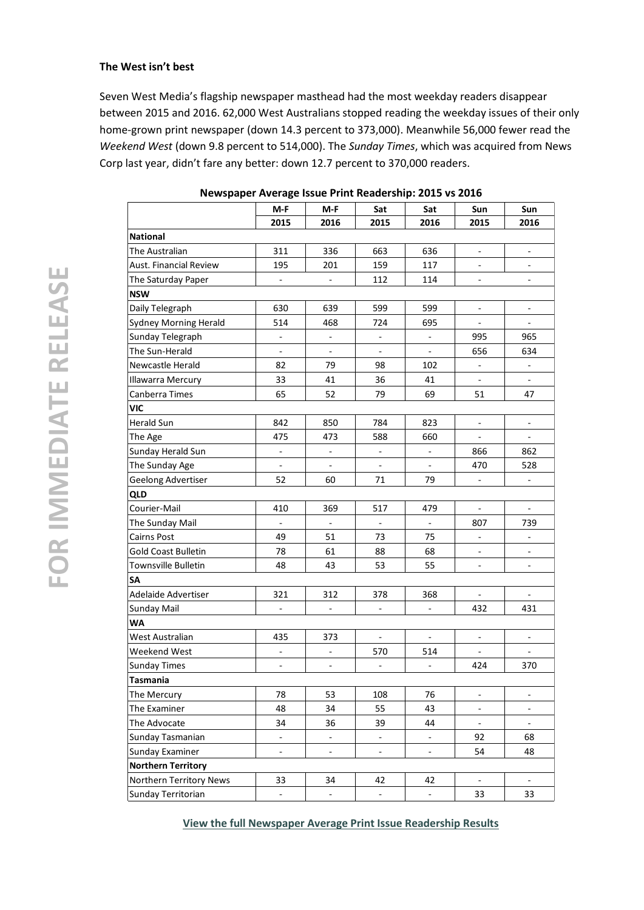**The West isn't best**

Seven West Media's flagship newspaper masthead had the most weekday readers disappear between 2015 and 2016. 62,000 West Australians stopped reading the weekday issues of their only home-grown print newspaper (down 14.3 percent to 373,000). Meanwhile 56,000 fewer read the *Weekend West* (down 9.8 percent to 514,000). The *Sunday Times*, which was acquired from News Corp last year, didn't fare any better: down 12.7 percent to 370,000 readers.

**Newspaper Average Issue Print Readership: 2015 vs 2016**

| | M-F 2015 | M-F 2016 | Sat 2015 | Sat 2016 | Sun 2015 | Sun 2016 |
|---|---|---|---|---|---|---|
| **National** | | | | | | |
| The Australian | 311 | 336 | 663 | 636 | - | - |
| Aust. Financial Review | 195 | 201 | 159 | 117 | - | - |
| The Saturday Paper | - | - | 112 | 114 | - | - |
| **NSW** | | | | | | |
| Daily Telegraph | 630 | 639 | 599 | 599 | - | - |
| Sydney Morning Herald | 514 | 468 | 724 | 695 | - | - |
| Sunday Telegraph | - | - | - | - | 995 | 965 |
| The Sun-Herald | - | - | - | - | 656 | 634 |
| Newcastle Herald | 82 | 79 | 98 | 102 | - | - |
| Illawarra Mercury | 33 | 41 | 36 | 41 | - | - |
| Canberra Times | 65 | 52 | 79 | 69 | 51 | 47 |
| **VIC** | | | | | | |
| Herald Sun | 842 | 850 | 784 | 823 | - | - |
| The Age | 475 | 473 | 588 | 660 | - | - |
| Sunday Herald Sun | - | - | - | - | 866 | 862 |
| The Sunday Age | - | - | - | - | 470 | 528 |
| Geelong Advertiser | 52 | 60 | 71 | 79 | - | - |
| **QLD** | | | | | | |
| Courier-Mail | 410 | 369 | 517 | 479 | - | - |
| The Sunday Mail | - | - | - | - | 807 | 739 |
| Cairns Post | 49 | 51 | 73 | 75 | - | - |
| Gold Coast Bulletin | 78 | 61 | 88 | 68 | - | - |
| Townsville Bulletin | 48 | 43 | 53 | 55 | - | - |
| **SA** | | | | | | |
| Adelaide Advertiser | 321 | 312 | 378 | 368 | - | - |
| Sunday Mail | - | - | - | - | 432 | 431 |
| **WA** | | | | | | |
| West Australian | 435 | 373 | - | - | - | - |
| Weekend West | - | - | 570 | 514 | - | - |
| Sunday Times | - | - | - | - | 424 | 370 |
| **Tasmania** | | | | | | |
| The Mercury | 78 | 53 | 108 | 76 | - | - |
| The Examiner | 48 | 34 | 55 | 43 | - | - |
| The Advocate | 34 | 36 | 39 | 44 | - | - |
| Sunday Tasmanian | - | - | - | - | 92 | 68 |
| Sunday Examiner | - | - | - | - | 54 | 48 |
| **Northern Territory** | | | | | | |
| Northern Territory News | 33 | 34 | 42 | 42 | - | - |
| Sunday Territorian | - | - | - | - | 33 | 33 |

**View the full Newspaper Average Print Issue Readership Results**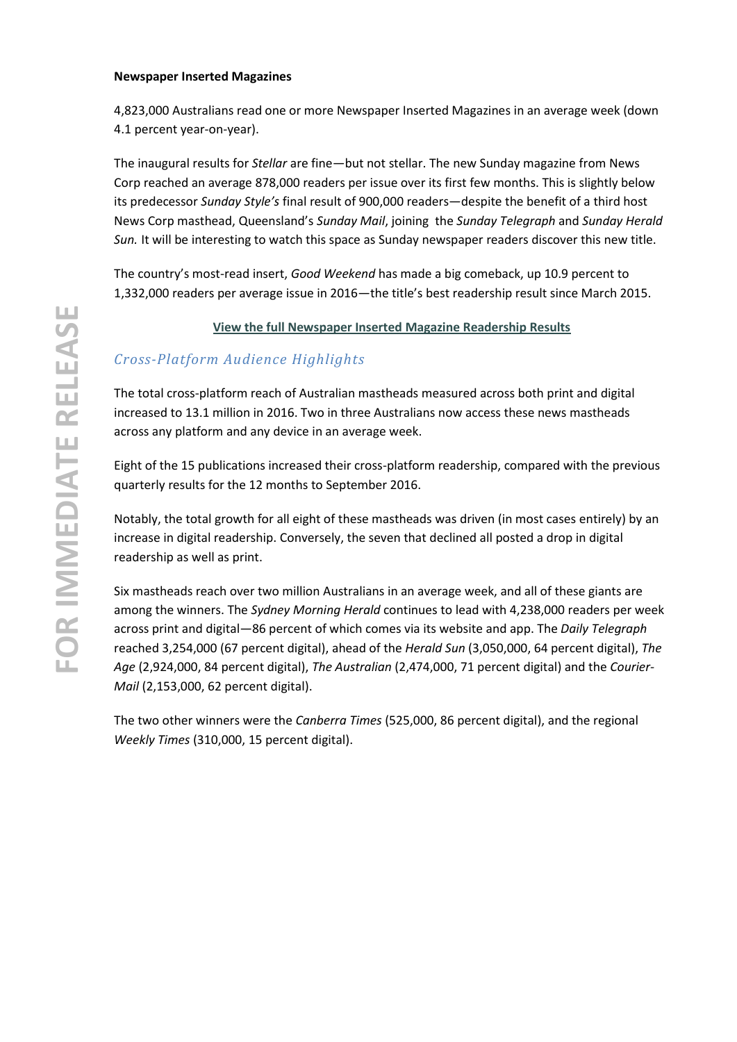**Newspaper Inserted Magazines**

4,823,000 Australians read one or more Newspaper Inserted Magazines in an average week (down 4.1 percent year-on-year).

The inaugural results for *Stellar* are fine—but not stellar. The new Sunday magazine from News Corp reached an average 878,000 readers per issue over its first few months. This is slightly below its predecessor *Sunday Style's* final result of 900,000 readers—despite the benefit of a third host News Corp masthead, Queensland's *Sunday Mail*, joining the *Sunday Telegraph* and *Sunday Herald Sun.* It will be interesting to watch this space as Sunday newspaper readers discover this new title.

The country's most-read insert, *Good Weekend* has made a big comeback, up 10.9 percent to 1,332,000 readers per average issue in 2016—the title's best readership result since March 2015.

**View the full Newspaper Inserted Magazine Readership Results**

## *Cross-Platform Audience Highlights*

The total cross-platform reach of Australian mastheads measured across both print and digital increased to 13.1 million in 2016. Two in three Australians now access these news mastheads across any platform and any device in an average week.

Eight of the 15 publications increased their cross-platform readership, compared with the previous quarterly results for the 12 months to September 2016.

Notably, the total growth for all eight of these mastheads was driven (in most cases entirely) by an increase in digital readership. Conversely, the seven that declined all posted a drop in digital readership as well as print.

Six mastheads reach over two million Australians in an average week, and all of these giants are among the winners. The *Sydney Morning Herald* continues to lead with 4,238,000 readers per week across print and digital—86 percent of which comes via its website and app. The *Daily Telegraph* reached 3,254,000 (67 percent digital), ahead of the *Herald Sun* (3,050,000, 64 percent digital), *The Age* (2,924,000, 84 percent digital), *The Australian* (2,474,000, 71 percent digital) and the *Courier-Mail* (2,153,000, 62 percent digital).

The two other winners were the *Canberra Times* (525,000, 86 percent digital), and the regional *Weekly Times* (310,000, 15 percent digital).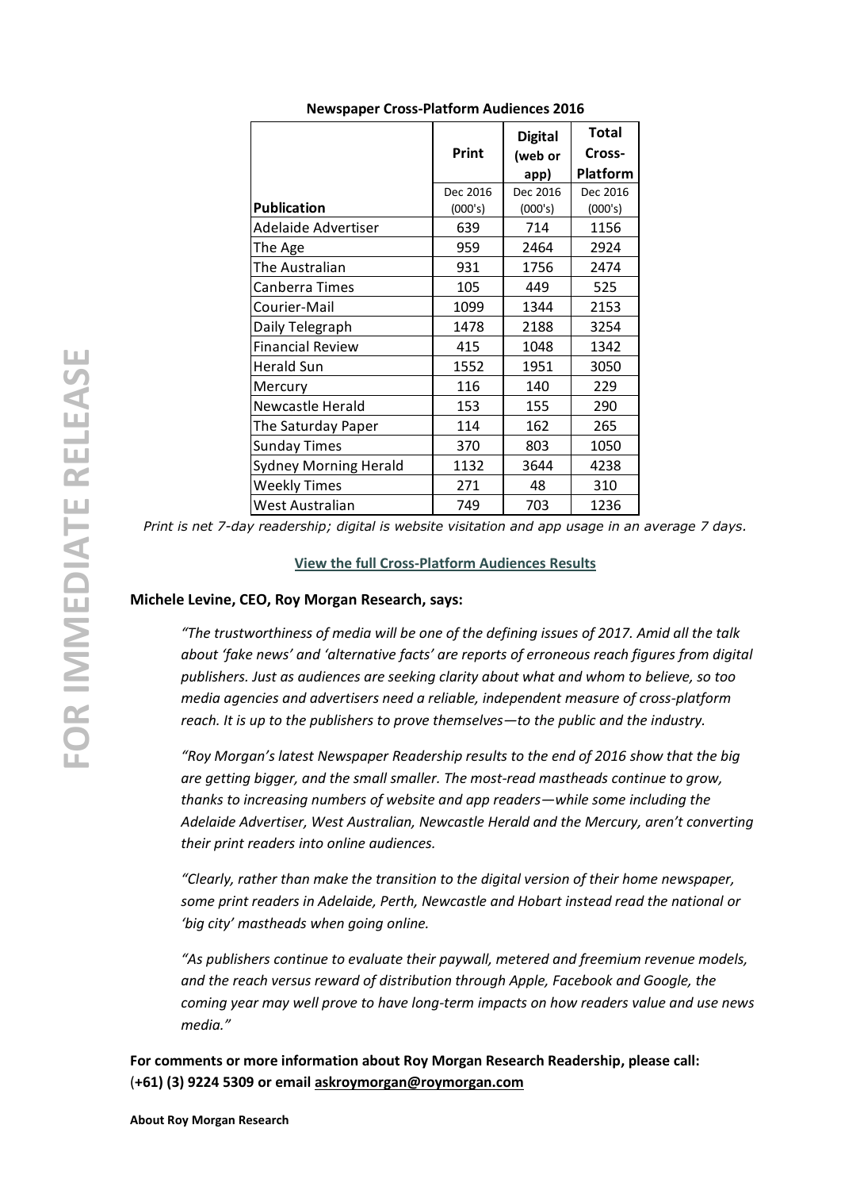**Newspaper Cross-Platform Audiences 2016**

| Publication | Print<br>Dec 2016 (000's) | Digital (web or app)<br>Dec 2016 (000's) | Total Cross-Platform<br>Dec 2016 (000's) |
|---|---|---|---|
| Adelaide Advertiser | 639 | 714 | 1156 |
| The Age | 959 | 2464 | 2924 |
| The Australian | 931 | 1756 | 2474 |
| Canberra Times | 105 | 449 | 525 |
| Courier-Mail | 1099 | 1344 | 2153 |
| Daily Telegraph | 1478 | 2188 | 3254 |
| Financial Review | 415 | 1048 | 1342 |
| Herald Sun | 1552 | 1951 | 3050 |
| Mercury | 116 | 140 | 229 |
| Newcastle Herald | 153 | 155 | 290 |
| The Saturday Paper | 114 | 162 | 265 |
| Sunday Times | 370 | 803 | 1050 |
| Sydney Morning Herald | 1132 | 3644 | 4238 |
| Weekly Times | 271 | 48 | 310 |
| West Australian | 749 | 703 | 1236 |

*Print is net 7-day readership; digital is website visitation and app usage in an average 7 days.*

**View the full Cross-Platform Audiences Results**

**Michele Levine, CEO, Roy Morgan Research, says:**

*"The trustworthiness of media will be one of the defining issues of 2017. Amid all the talk about 'fake news' and 'alternative facts' are reports of erroneous reach figures from digital publishers. Just as audiences are seeking clarity about what and whom to believe, so too media agencies and advertisers need a reliable, independent measure of cross-platform reach. It is up to the publishers to prove themselves—to the public and the industry.*

*"Roy Morgan's latest Newspaper Readership results to the end of 2016 show that the big are getting bigger, and the small smaller. The most-read mastheads continue to grow, thanks to increasing numbers of website and app readers—while some including the Adelaide Advertiser, West Australian, Newcastle Herald and the Mercury, aren't converting their print readers into online audiences.*

*"Clearly, rather than make the transition to the digital version of their home newspaper, some print readers in Adelaide, Perth, Newcastle and Hobart instead read the national or 'big city' mastheads when going online.*

*"As publishers continue to evaluate their paywall, metered and freemium revenue models, and the reach versus reward of distribution through Apple, Facebook and Google, the coming year may well prove to have long-term impacts on how readers value and use news media."*

**For comments or more information about Roy Morgan Research Readership, please call: (+61) (3) 9224 5309 or email askroymorgan@roymorgan.com**

**About Roy Morgan Research**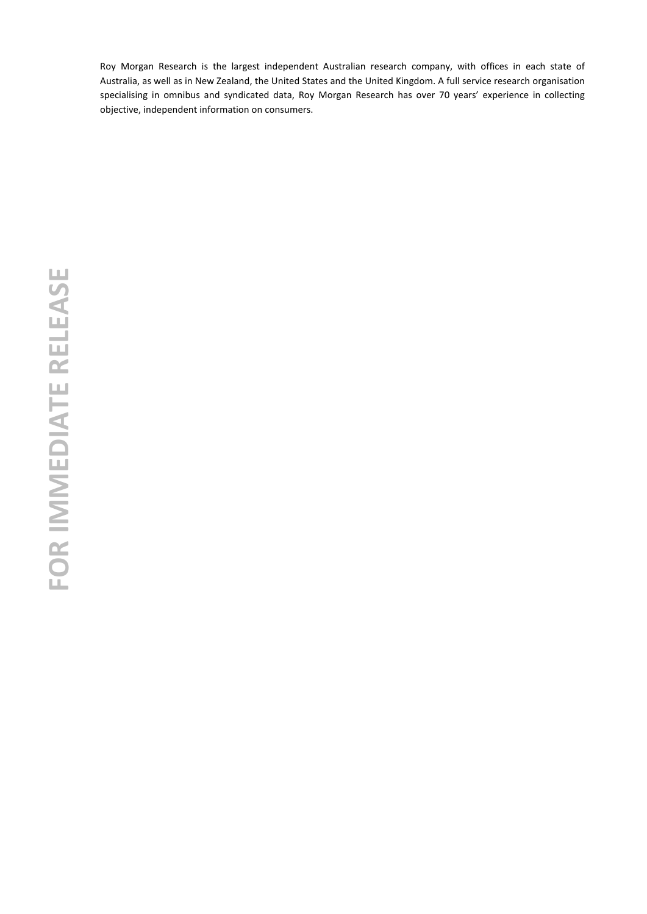Roy Morgan Research is the largest independent Australian research company, with offices in each state of Australia, as well as in New Zealand, the United States and the United Kingdom. A full service research organisation specialising in omnibus and syndicated data, Roy Morgan Research has over 70 years' experience in collecting objective, independent information on consumers.